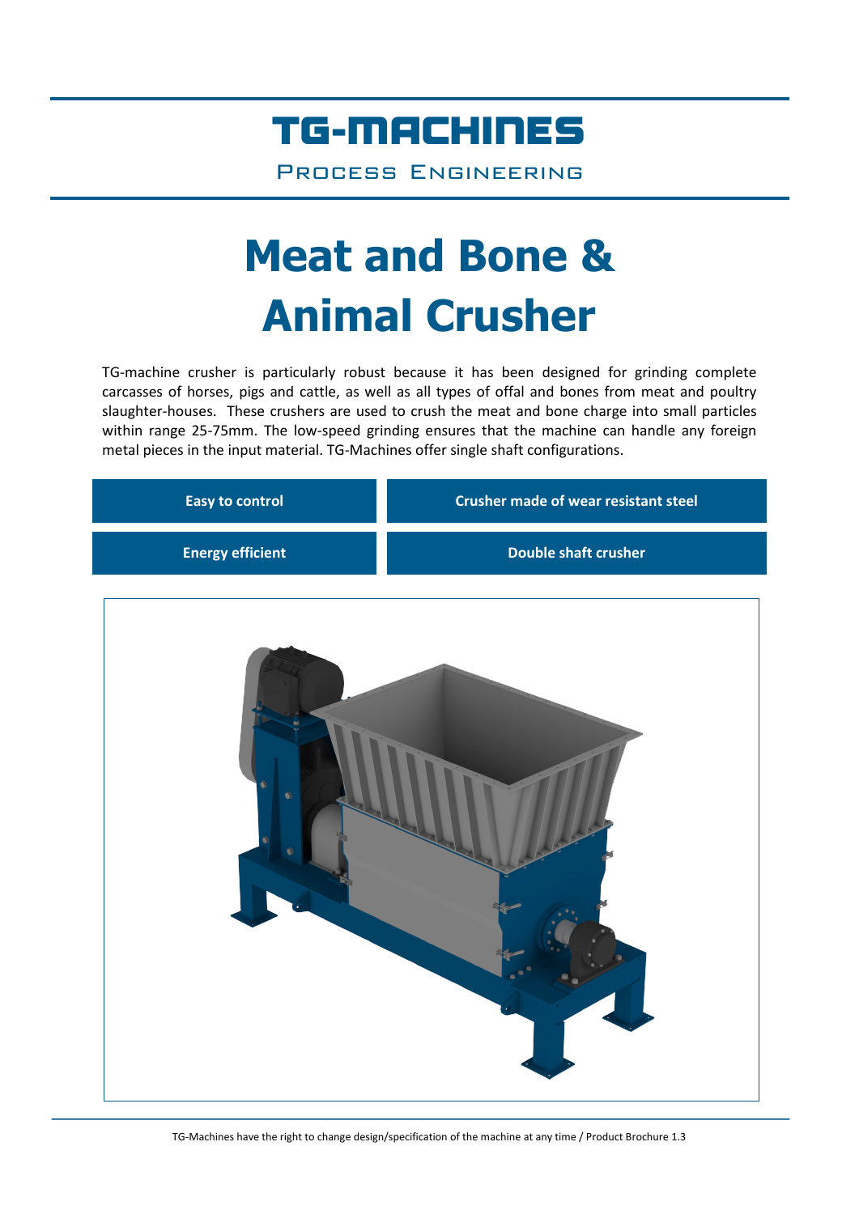# TG-MACHINES

PROCESS ENGINEERING

# Meat and Bone & Animal Crusher

TG-machine crusher is particularly robust because it has been designed for grinding complete carcasses of horses, pigs and cattle, as well as all types of offal and bones from meat and poultry slaughter-houses. These crushers are used to crush the meat and bone charge into small particles within range 25-75mm. The low-speed grinding ensures that the machine can handle any foreign metal pieces in the input material. TG-Machines offer single shaft configurations.

| | |
|---|---|
| **Easy to control** | **Crusher made of wear resistant steel** |
| **Energy efficient** | **Double shaft crusher** |

TG-Machines have the right to change design/specification of the machine at any time / Product Brochure 1.3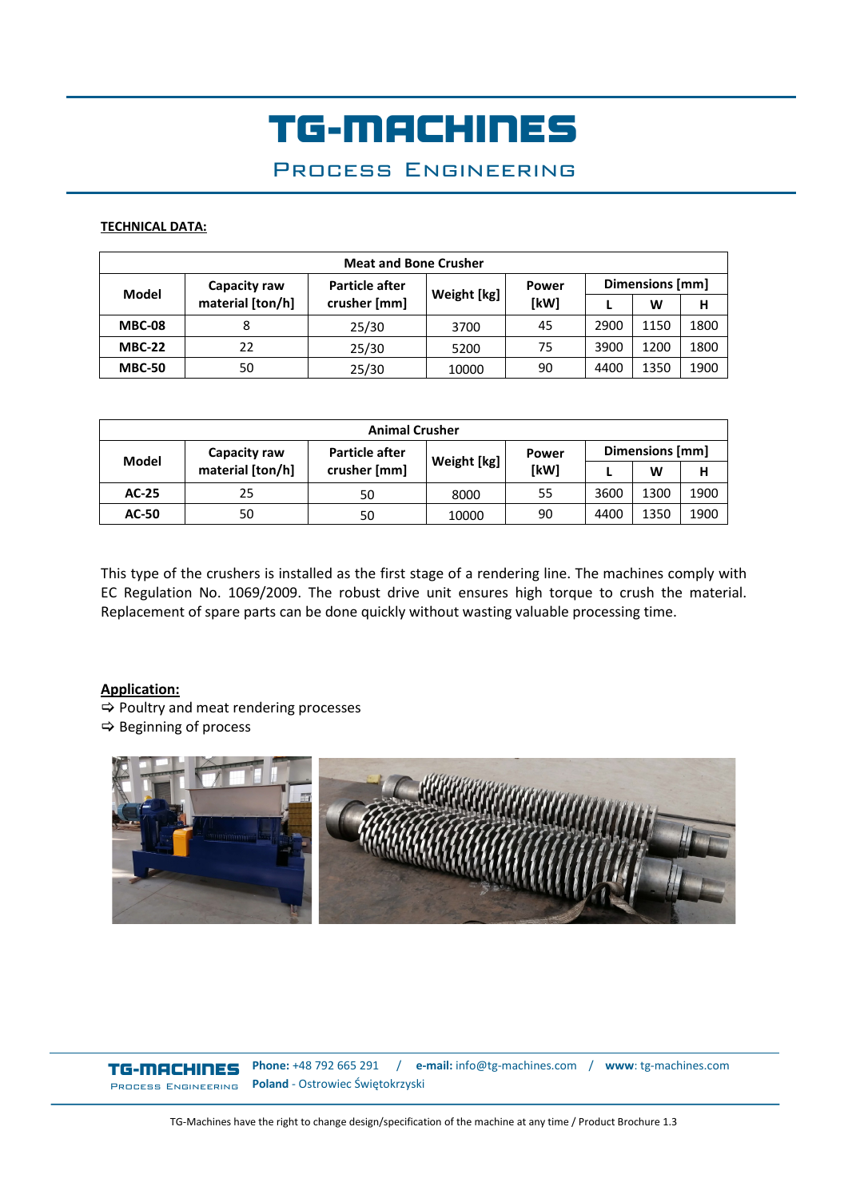**TECHNICAL DATA:**

| Meat and Bone Crusher | | | | | | | |
|---|---|---|---|---|---|---|---|
| Model | Capacity raw material [ton/h] | Particle after crusher [mm] | Weight [kg] | Power [kW] | Dimensions [mm] | | |
| | | | | | L | W | H |
| MBC-08 | 8 | 25/30 | 3700 | 45 | 2900 | 1150 | 1800 |
| MBC-22 | 22 | 25/30 | 5200 | 75 | 3900 | 1200 | 1800 |
| MBC-50 | 50 | 25/30 | 10000 | 90 | 4400 | 1350 | 1900 |

| Animal Crusher | | | | | | | |
|---|---|---|---|---|---|---|---|
| Model | Capacity raw material [ton/h] | Particle after crusher [mm] | Weight [kg] | Power [kW] | Dimensions [mm] | | |
| | | | | | L | W | H |
| AC-25 | 25 | 50 | 8000 | 55 | 3600 | 1300 | 1900 |
| AC-50 | 50 | 50 | 10000 | 90 | 4400 | 1350 | 1900 |

This type of the crushers is installed as the first stage of a rendering line. The machines comply with EC Regulation No. 1069/2009. The robust drive unit ensures high torque to crush the material. Replacement of spare parts can be done quickly without wasting valuable processing time.

**Application:**

⇨ Poultry and meat rendering processes
⇨ Beginning of process

TG-MACHINES Process Engineering **Phone:** +48 792 665 291 / **e-mail:** info@tg-machines.com / **www**: tg-machines.com
**Poland** - Ostrowiec Świętokrzyski

TG-Machines have the right to change design/specification of the machine at any time / Product Brochure 1.3